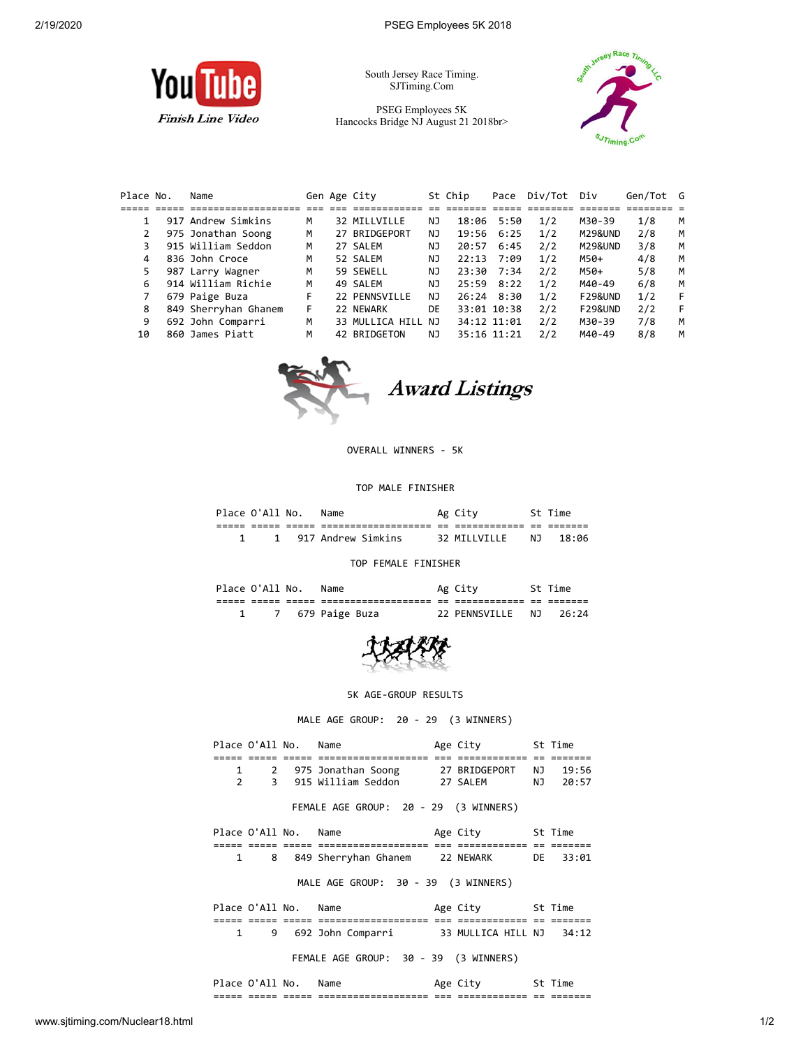YouTube
*Finish Line Video*

South Jersey Race Timing.
SJTiming.Com

PSEG Employees 5K
Hancocks Bridge NJ August 21 2018br>

| Place | No. | Name | Gen | Age | City | St | Chip | Pace | Div/Tot | Div | Gen/Tot | G |
|---|---|---|---|---|---|---|---|---|---|---|---|---|
| 1 | 917 | Andrew Simkins | M | 32 | MILLVILLE | NJ | 18:06 | 5:50 | 1/2 | M30-39 | 1/8 | M |
| 2 | 975 | Jonathan Soong | M | 27 | BRIDGEPORT | NJ | 19:56 | 6:25 | 1/2 | M29&UND | 2/8 | M |
| 3 | 915 | William Seddon | M | 27 | SALEM | NJ | 20:57 | 6:45 | 2/2 | M29&UND | 3/8 | M |
| 4 | 836 | John Croce | M | 52 | SALEM | NJ | 22:13 | 7:09 | 1/2 | M50+ | 4/8 | M |
| 5 | 987 | Larry Wagner | M | 59 | SEWELL | NJ | 23:30 | 7:34 | 2/2 | M50+ | 5/8 | M |
| 6 | 914 | William Richie | M | 49 | SALEM | NJ | 25:59 | 8:22 | 1/2 | M40-49 | 6/8 | M |
| 7 | 679 | Paige Buza | F | 22 | PENNSVILLE | NJ | 26:24 | 8:30 | 1/2 | F29&UND | 1/2 | F |
| 8 | 849 | Sherryhan Ghanem | F | 22 | NEWARK | DE | 33:01 | 10:38 | 2/2 | F29&UND | 2/2 | F |
| 9 | 692 | John Comparri | M | 33 | MULLICA HILL | NJ | 34:12 | 11:01 | 2/2 | M30-39 | 7/8 | M |
| 10 | 860 | James Piatt | M | 42 | BRIDGETON | NJ | 35:16 | 11:21 | 2/2 | M40-49 | 8/8 | M |

## *Award Listings*

OVERALL WINNERS - 5K

TOP MALE FINISHER

| Place | O'All | No. | Name | Ag | City | St | Time |
|---|---|---|---|---|---|---|---|
| 1 | 1 | 917 | Andrew Simkins | 32 | MILLVILLE | NJ | 18:06 |

TOP FEMALE FINISHER

| Place | O'All | No. | Name | Ag | City | St | Time |
|---|---|---|---|---|---|---|---|
| 1 | 7 | 679 | Paige Buza | 22 | PENNSVILLE | NJ | 26:24 |

5K AGE-GROUP RESULTS

MALE AGE GROUP: 20 - 29 (3 WINNERS)

| Place | O'All | No. | Name | Age | City | St | Time |
|---|---|---|---|---|---|---|---|
| 1 | 2 | 975 | Jonathan Soong | 27 | BRIDGEPORT | NJ | 19:56 |
| 2 | 3 | 915 | William Seddon | 27 | SALEM | NJ | 20:57 |

FEMALE AGE GROUP: 20 - 29 (3 WINNERS)

| Place | O'All | No. | Name | Age | City | St | Time |
|---|---|---|---|---|---|---|---|
| 1 | 8 | 849 | Sherryhan Ghanem | 22 | NEWARK | DE | 33:01 |

MALE AGE GROUP: 30 - 39 (3 WINNERS)

| Place | O'All | No. | Name | Age | City | St | Time |
|---|---|---|---|---|---|---|---|
| 1 | 9 | 692 | John Comparri | 33 | MULLICA HILL | NJ | 34:12 |

FEMALE AGE GROUP: 30 - 39 (3 WINNERS)

| Place | O'All | No. | Name | Age | City | St | Time |
|---|---|---|---|---|---|---|---|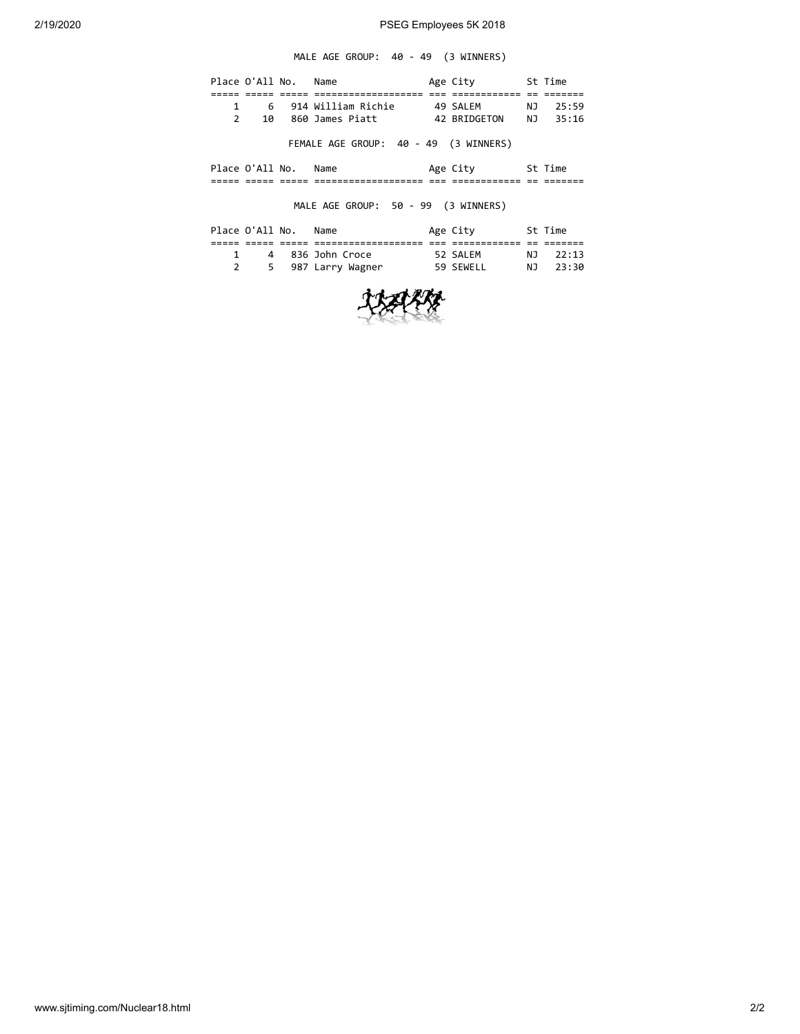MALE AGE GROUP: 40 - 49 (3 WINNERS)

| Place | O'All | No. | Name | Age | City | St | Time |
|---|---|---|---|---|---|---|---|
| 1 | 6 | 914 | William Richie | 49 | SALEM | NJ | 25:59 |
| 2 | 10 | 860 | James Piatt | 42 | BRIDGETON | NJ | 35:16 |

FEMALE AGE GROUP: 40 - 49 (3 WINNERS)

| Place | O'All | No. | Name | Age | City | St | Time |
|---|---|---|---|---|---|---|---|

MALE AGE GROUP: 50 - 99 (3 WINNERS)

| Place | O'All | No. | Name | Age | City | St | Time |
|---|---|---|---|---|---|---|---|
| 1 | 4 | 836 | John Croce | 52 | SALEM | NJ | 22:13 |
| 2 | 5 | 987 | Larry Wagner | 59 | SEWELL | NJ | 23:30 |